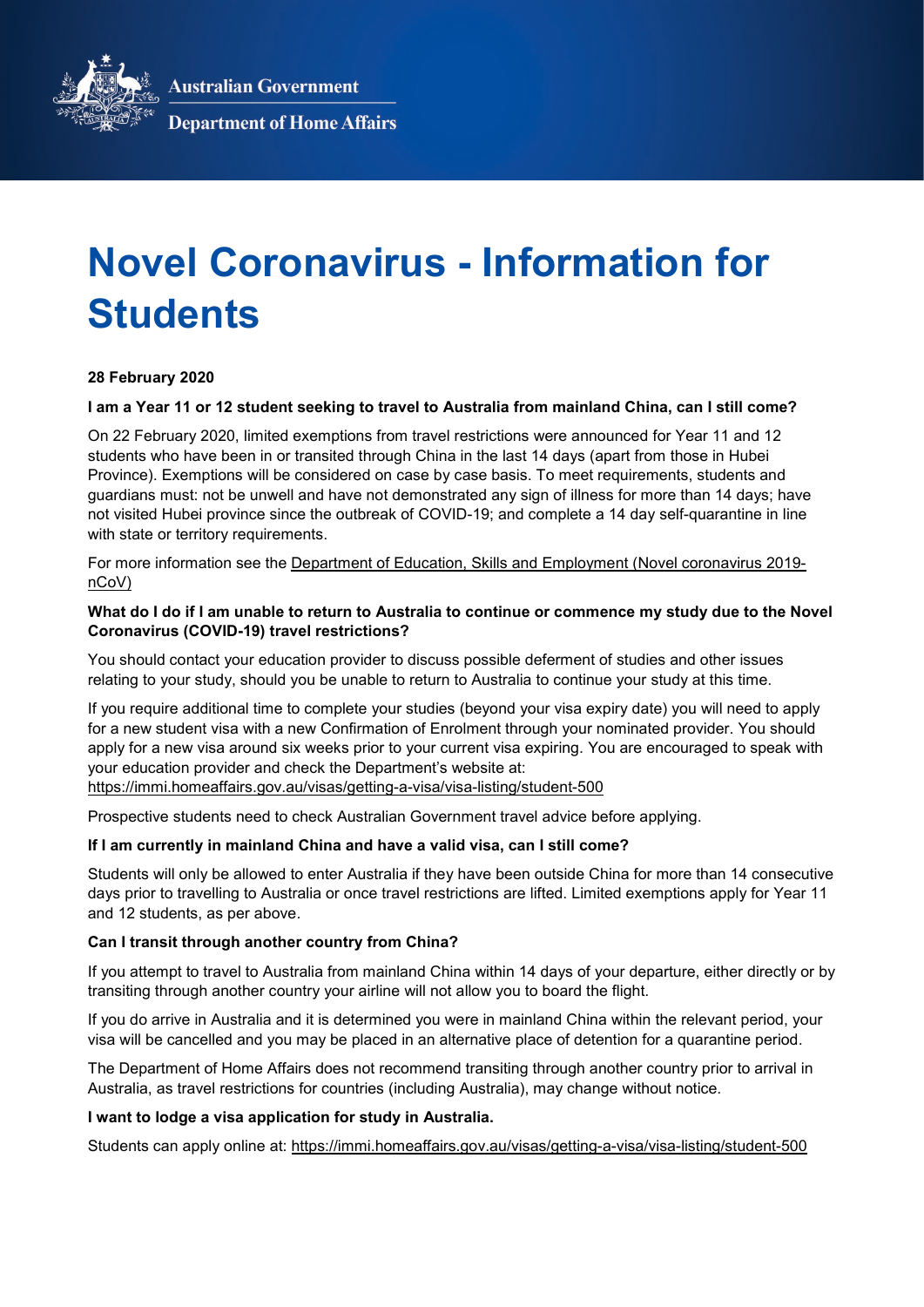Australian Government

Department of Home Affairs

# Novel Coronavirus - Information for Students

**28 February 2020**

**I am a Year 11 or 12 student seeking to travel to Australia from mainland China, can I still come?**

On 22 February 2020, limited exemptions from travel restrictions were announced for Year 11 and 12 students who have been in or transited through China in the last 14 days (apart from those in Hubei Province). Exemptions will be considered on case by case basis. To meet requirements, students and guardians must: not be unwell and have not demonstrated any sign of illness for more than 14 days; have not visited Hubei province since the outbreak of COVID-19; and complete a 14 day self-quarantine in line with state or territory requirements.

For more information see the Department of Education, Skills and Employment (Novel coronavirus 2019-nCoV)

**What do I do if I am unable to return to Australia to continue or commence my study due to the Novel Coronavirus (COVID-19) travel restrictions?**

You should contact your education provider to discuss possible deferment of studies and other issues relating to your study, should you be unable to return to Australia to continue your study at this time.

If you require additional time to complete your studies (beyond your visa expiry date) you will need to apply for a new student visa with a new Confirmation of Enrolment through your nominated provider. You should apply for a new visa around six weeks prior to your current visa expiring. You are encouraged to speak with your education provider and check the Department's website at: https://immi.homeaffairs.gov.au/visas/getting-a-visa/visa-listing/student-500

Prospective students need to check Australian Government travel advice before applying.

**If I am currently in mainland China and have a valid visa, can I still come?**

Students will only be allowed to enter Australia if they have been outside China for more than 14 consecutive days prior to travelling to Australia or once travel restrictions are lifted. Limited exemptions apply for Year 11 and 12 students, as per above.

**Can I transit through another country from China?**

If you attempt to travel to Australia from mainland China within 14 days of your departure, either directly or by transiting through another country your airline will not allow you to board the flight.

If you do arrive in Australia and it is determined you were in mainland China within the relevant period, your visa will be cancelled and you may be placed in an alternative place of detention for a quarantine period.

The Department of Home Affairs does not recommend transiting through another country prior to arrival in Australia, as travel restrictions for countries (including Australia), may change without notice.

**I want to lodge a visa application for study in Australia.**

Students can apply online at: https://immi.homeaffairs.gov.au/visas/getting-a-visa/visa-listing/student-500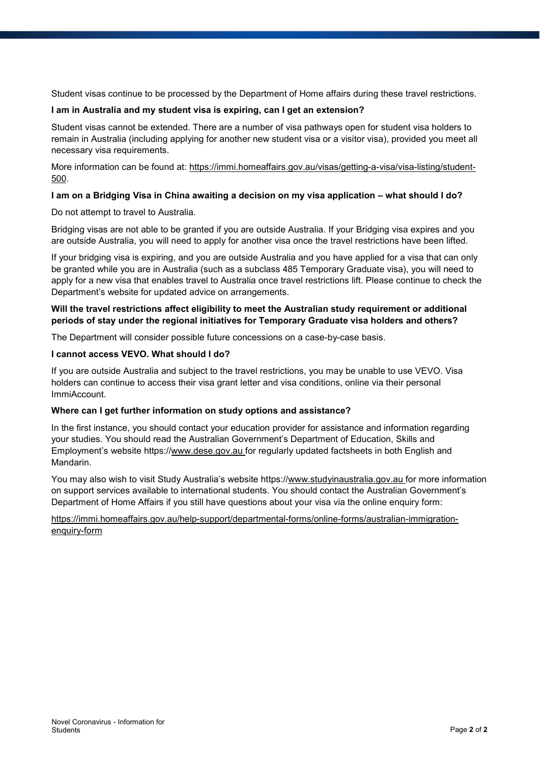Student visas continue to be processed by the Department of Home affairs during these travel restrictions.

**I am in Australia and my student visa is expiring, can I get an extension?**

Student visas cannot be extended. There are a number of visa pathways open for student visa holders to remain in Australia (including applying for another new student visa or a visitor visa), provided you meet all necessary visa requirements.

More information can be found at: https://immi.homeaffairs.gov.au/visas/getting-a-visa/visa-listing/student-500.

**I am on a Bridging Visa in China awaiting a decision on my visa application – what should I do?**

Do not attempt to travel to Australia.

Bridging visas are not able to be granted if you are outside Australia. If your Bridging visa expires and you are outside Australia, you will need to apply for another visa once the travel restrictions have been lifted.

If your bridging visa is expiring, and you are outside Australia and you have applied for a visa that can only be granted while you are in Australia (such as a subclass 485 Temporary Graduate visa), you will need to apply for a new visa that enables travel to Australia once travel restrictions lift. Please continue to check the Department's website for updated advice on arrangements.

**Will the travel restrictions affect eligibility to meet the Australian study requirement or additional periods of stay under the regional initiatives for Temporary Graduate visa holders and others?**

The Department will consider possible future concessions on a case-by-case basis.

**I cannot access VEVO. What should I do?**

If you are outside Australia and subject to the travel restrictions, you may be unable to use VEVO. Visa holders can continue to access their visa grant letter and visa conditions, online via their personal ImmiAccount.

**Where can I get further information on study options and assistance?**

In the first instance, you should contact your education provider for assistance and information regarding your studies. You should read the Australian Government's Department of Education, Skills and Employment's website https://www.dese.gov.au for regularly updated factsheets in both English and Mandarin.

You may also wish to visit Study Australia's website https://www.studyinaustralia.gov.au for more information on support services available to international students. You should contact the Australian Government's Department of Home Affairs if you still have questions about your visa via the online enquiry form:

https://immi.homeaffairs.gov.au/help-support/departmental-forms/online-forms/australian-immigration-enquiry-form